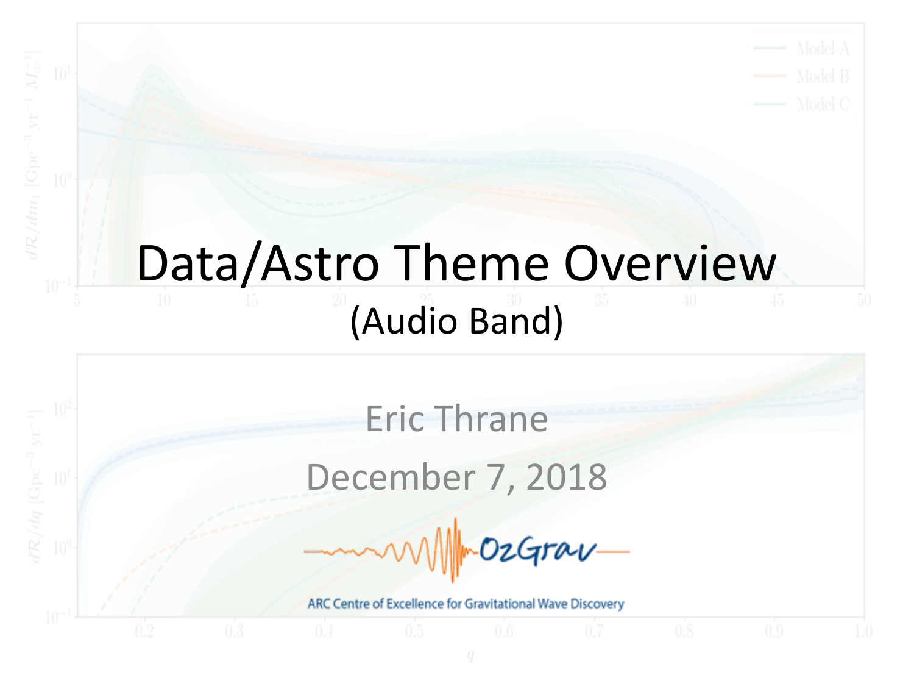# Data/Astro Theme Overview

(Audio Band)

Eric Thrane

December 7, 2018

OzGrav

ARC Centre of Excellence for Gravitational Wave Discovery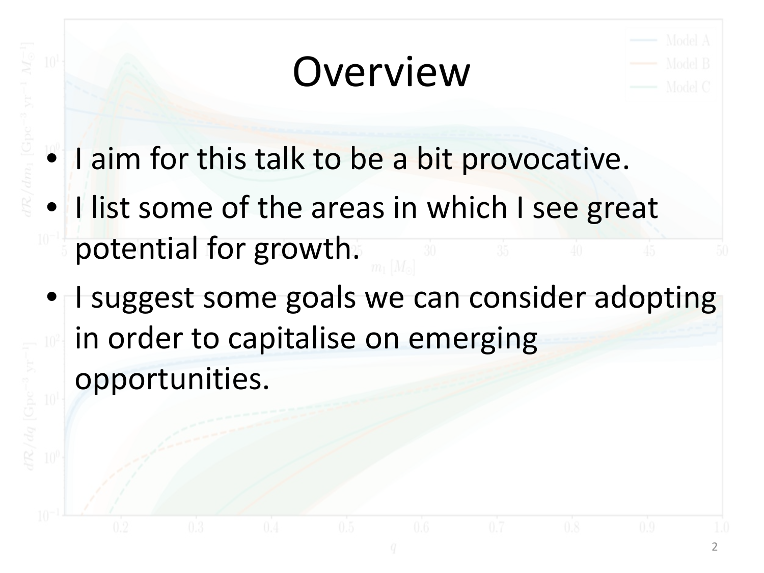# Overview

- I aim for this talk to be a bit provocative.
- I list some of the areas in which I see great potential for growth.
- I suggest some goals we can consider adopting in order to capitalise on emerging opportunities.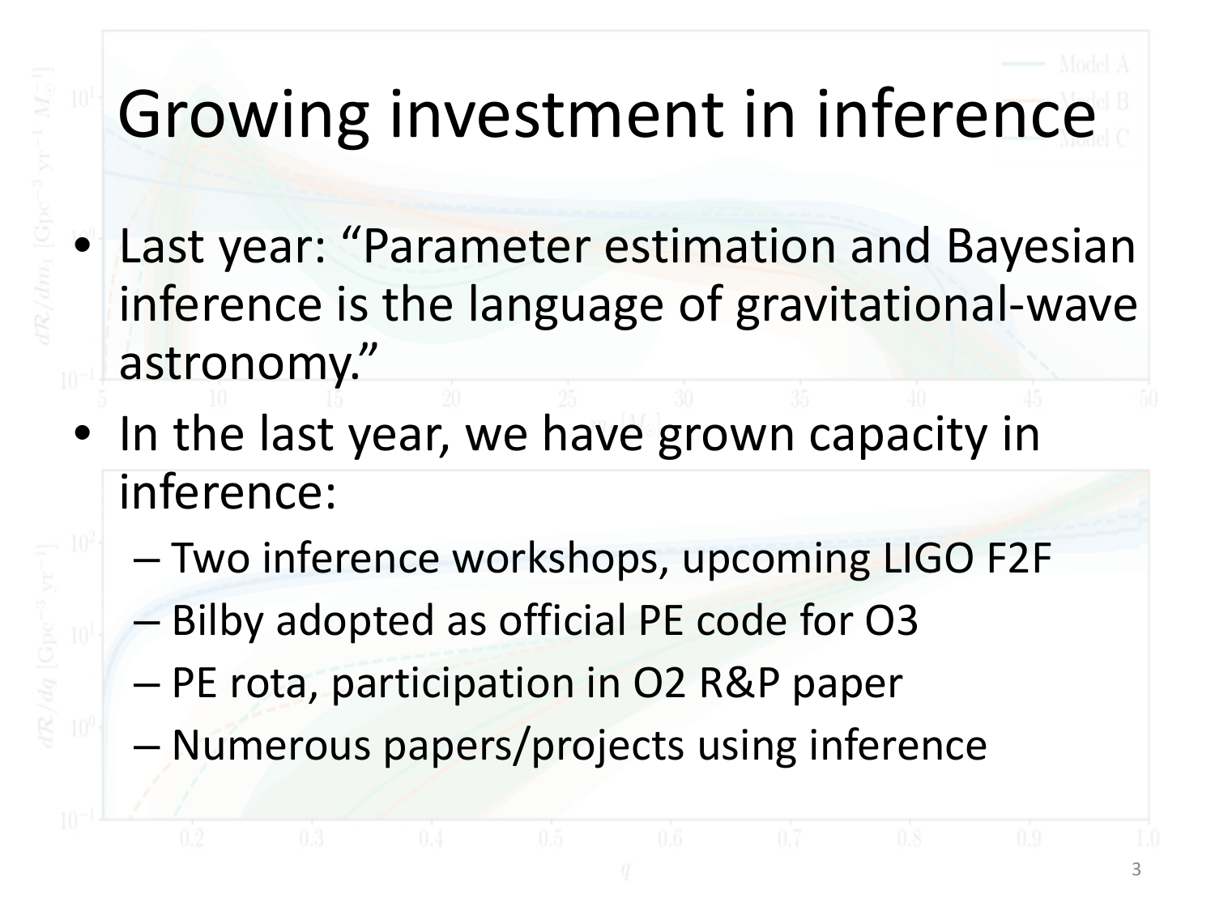# Growing investment in inference

- Last year: “Parameter estimation and Bayesian inference is the language of gravitational-wave astronomy.”
- In the last year, we have grown capacity in inference:
  - Two inference workshops, upcoming LIGO F2F
  - Bilby adopted as official PE code for O3
  - PE rota, participation in O2 R&P paper
  - Numerous papers/projects using inference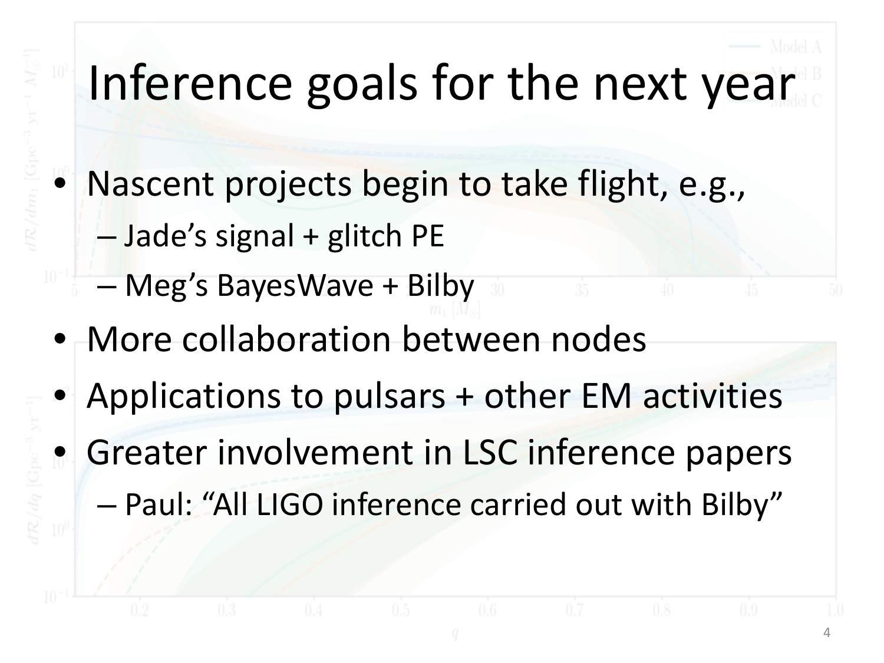# Inference goals for the next year

- Nascent projects begin to take flight, e.g.,
  - Jade's signal + glitch PE
  - Meg's BayesWave + Bilby
- More collaboration between nodes
- Applications to pulsars + other EM activities
- Greater involvement in LSC inference papers
  - Paul: "All LIGO inference carried out with Bilby"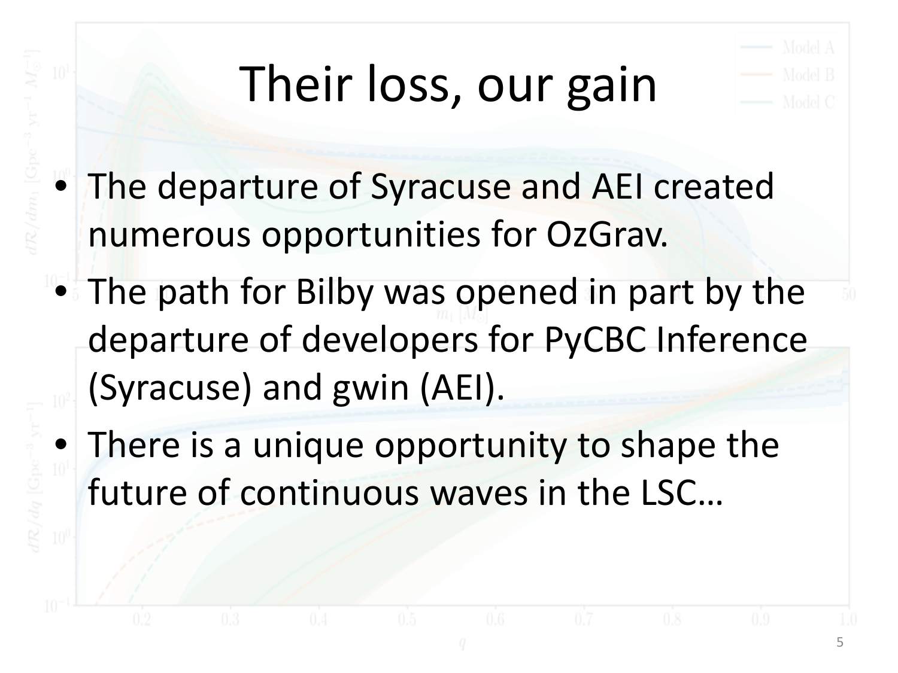# Their loss, our gain

- The departure of Syracuse and AEI created numerous opportunities for OzGrav.
- The path for Bilby was opened in part by the departure of developers for PyCBC Inference (Syracuse) and gwin (AEI).
- There is a unique opportunity to shape the future of continuous waves in the LSC…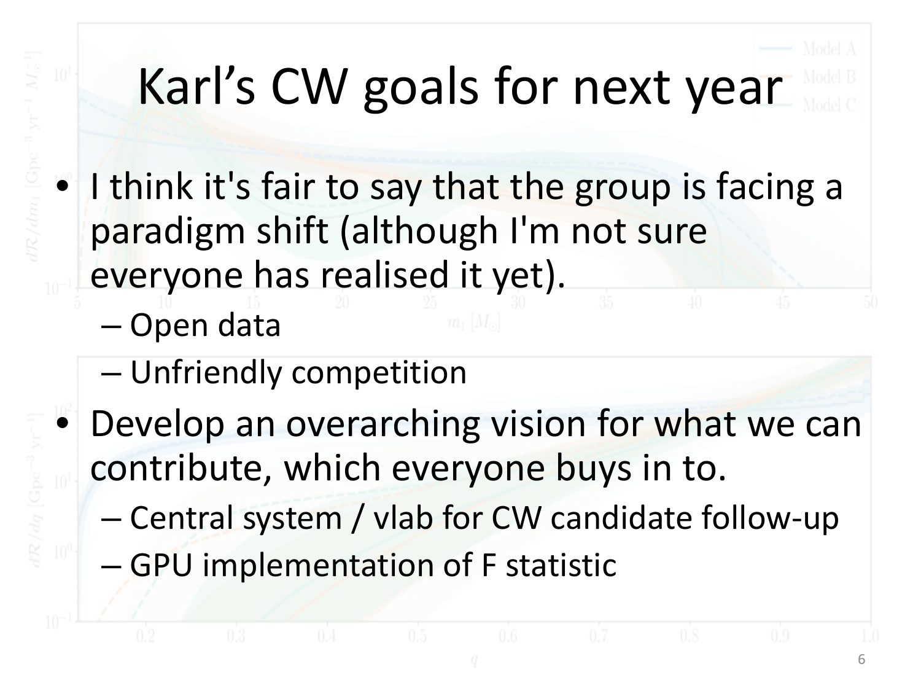# Karl's CW goals for next year

- I think it's fair to say that the group is facing a paradigm shift (although I'm not sure everyone has realised it yet).
  - Open data
  - Unfriendly competition
- Develop an overarching vision for what we can contribute, which everyone buys in to.
  - Central system / vlab for CW candidate follow-up
  - GPU implementation of F statistic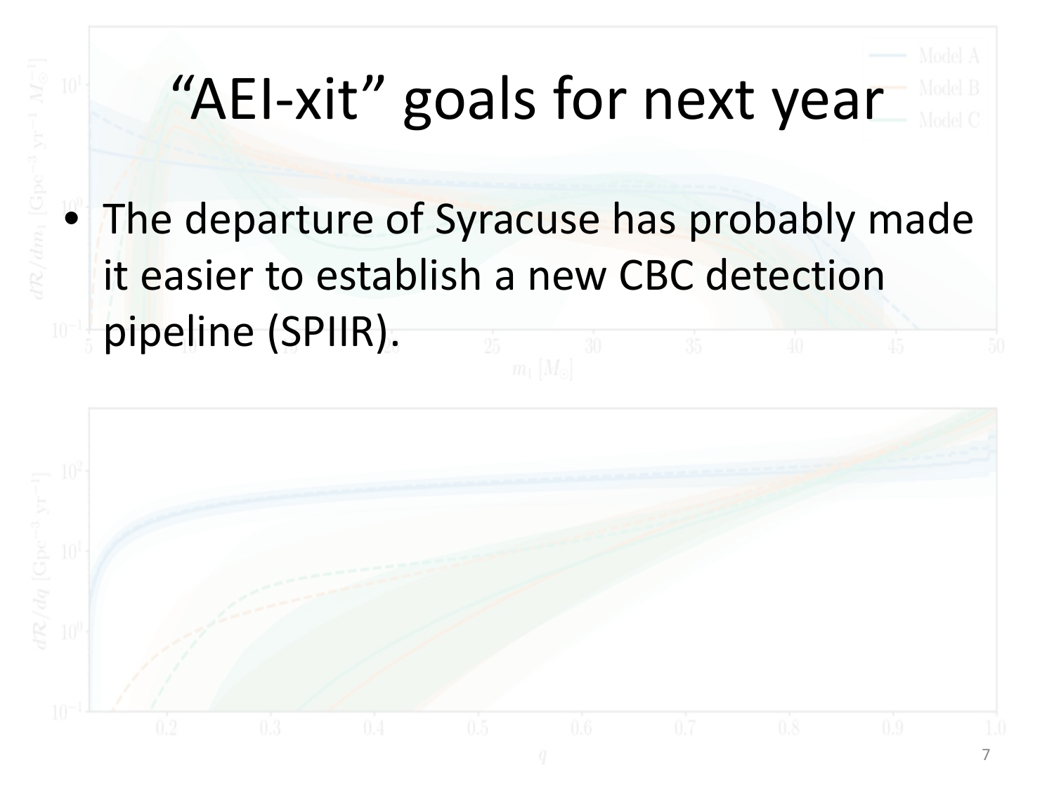# “AEI-xit” goals for next year

- The departure of Syracuse has probably made it easier to establish a new CBC detection pipeline (SPIIR).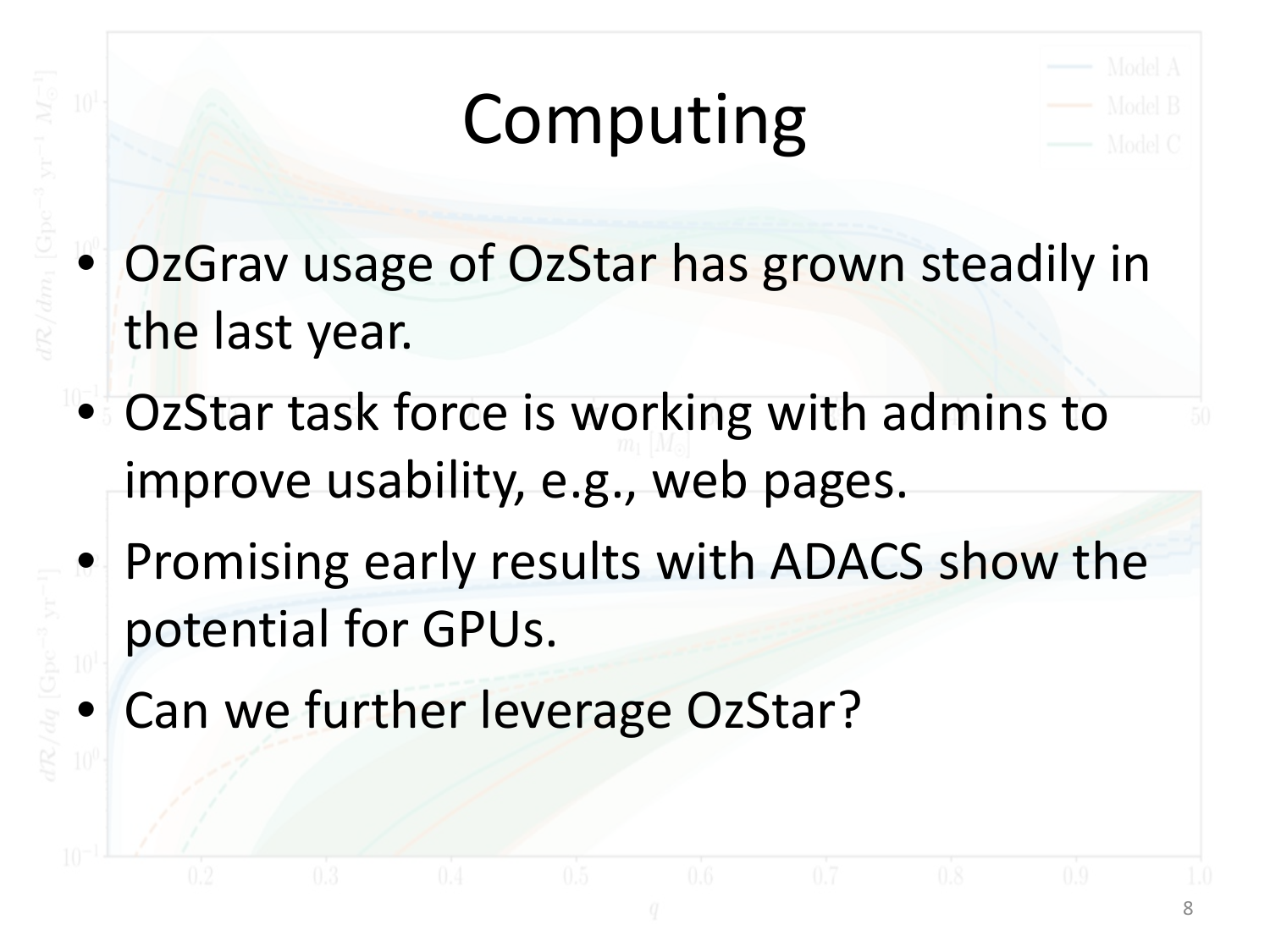# Computing

- OzGrav usage of OzStar has grown steadily in the last year.
- OzStar task force is working with admins to improve usability, e.g., web pages.
- Promising early results with ADACS show the potential for GPUs.
- Can we further leverage OzStar?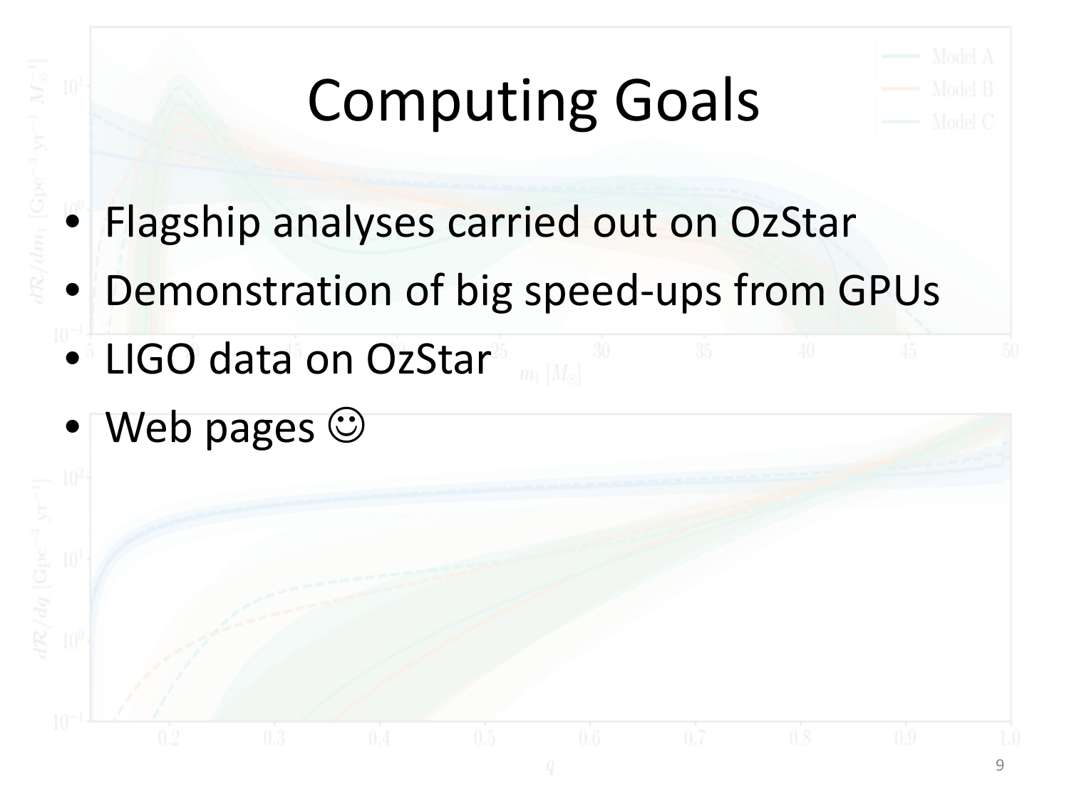# Computing Goals

- Flagship analyses carried out on OzStar
- Demonstration of big speed-ups from GPUs
- LIGO data on OzStar
- Web pages ☺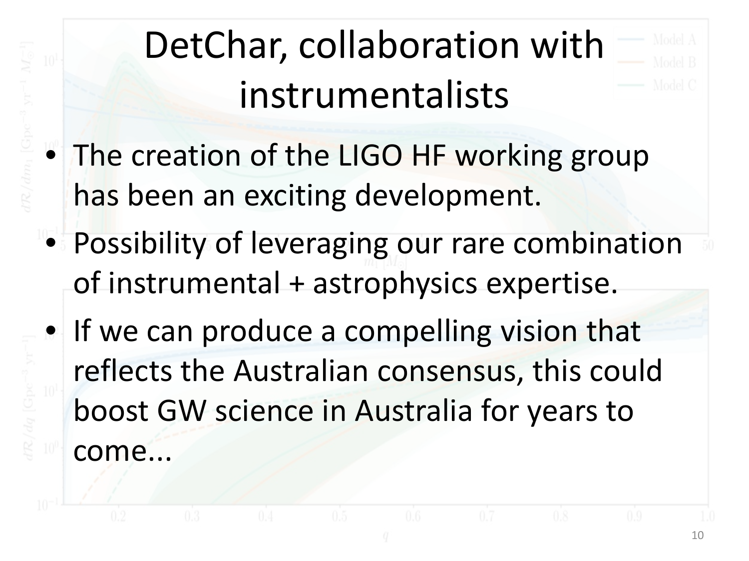# DetChar, collaboration with instrumentalists

- The creation of the LIGO HF working group has been an exciting development.
- Possibility of leveraging our rare combination of instrumental + astrophysics expertise.
- If we can produce a compelling vision that reflects the Australian consensus, this could boost GW science in Australia for years to come...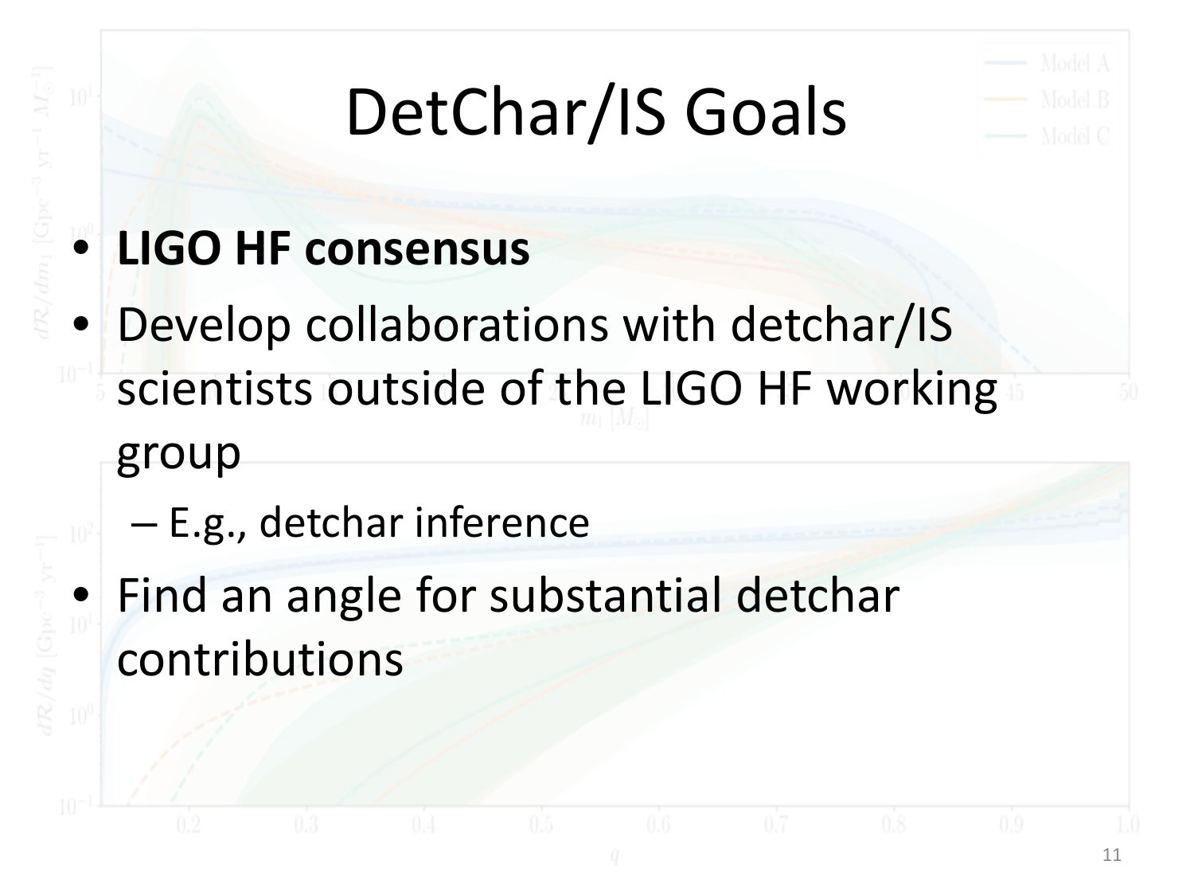# DetChar/IS Goals

- **LIGO HF consensus**
- Develop collaborations with detchar/IS scientists outside of the LIGO HF working group
  - E.g., detchar inference
- Find an angle for substantial detchar contributions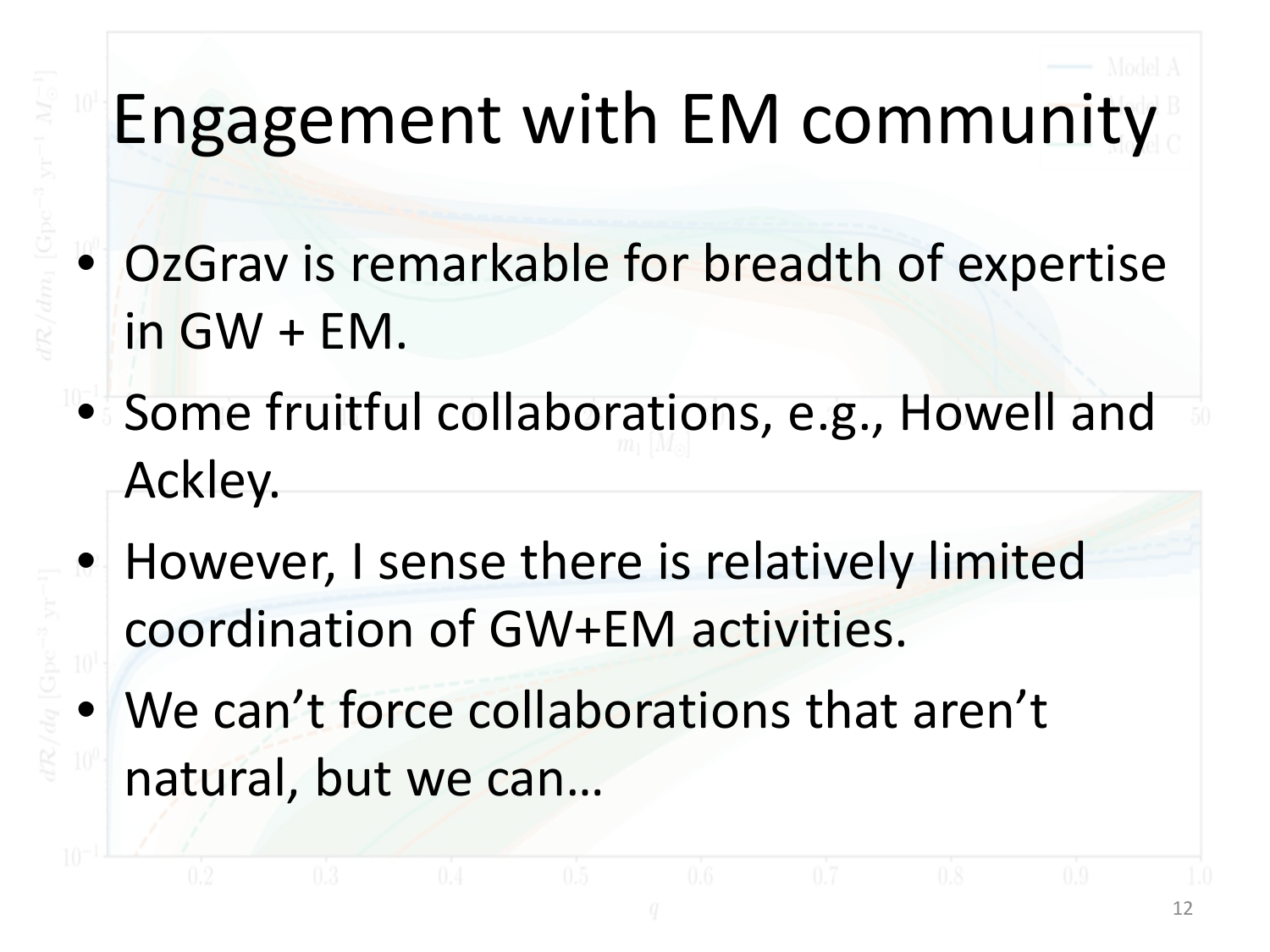# Engagement with EM community

- OzGrav is remarkable for breadth of expertise in GW + EM.
- Some fruitful collaborations, e.g., Howell and Ackley.
- However, I sense there is relatively limited coordination of GW+EM activities.
- We can't force collaborations that aren't natural, but we can…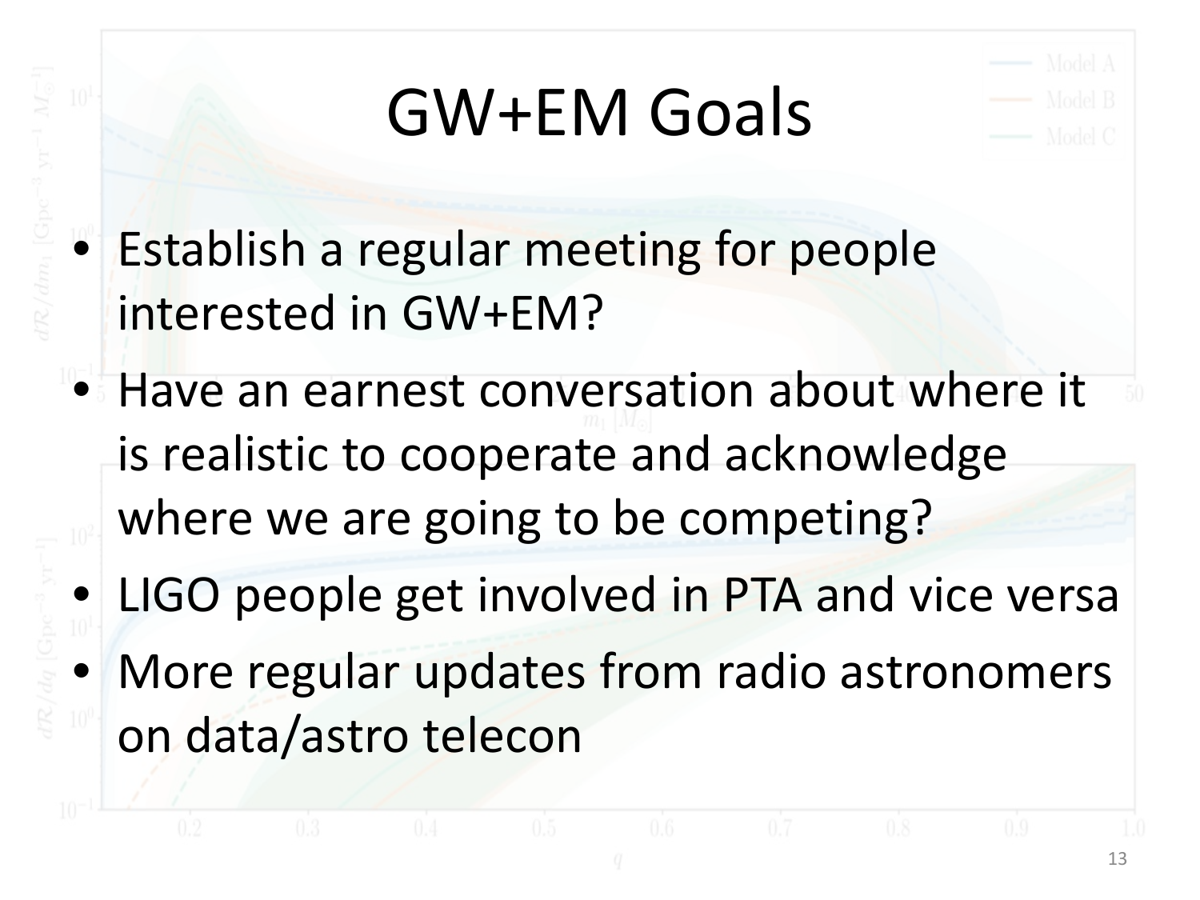# GW+EM Goals

- Establish a regular meeting for people interested in GW+EM?
- Have an earnest conversation about where it is realistic to cooperate and acknowledge where we are going to be competing?
- LIGO people get involved in PTA and vice versa
- More regular updates from radio astronomers on data/astro telecon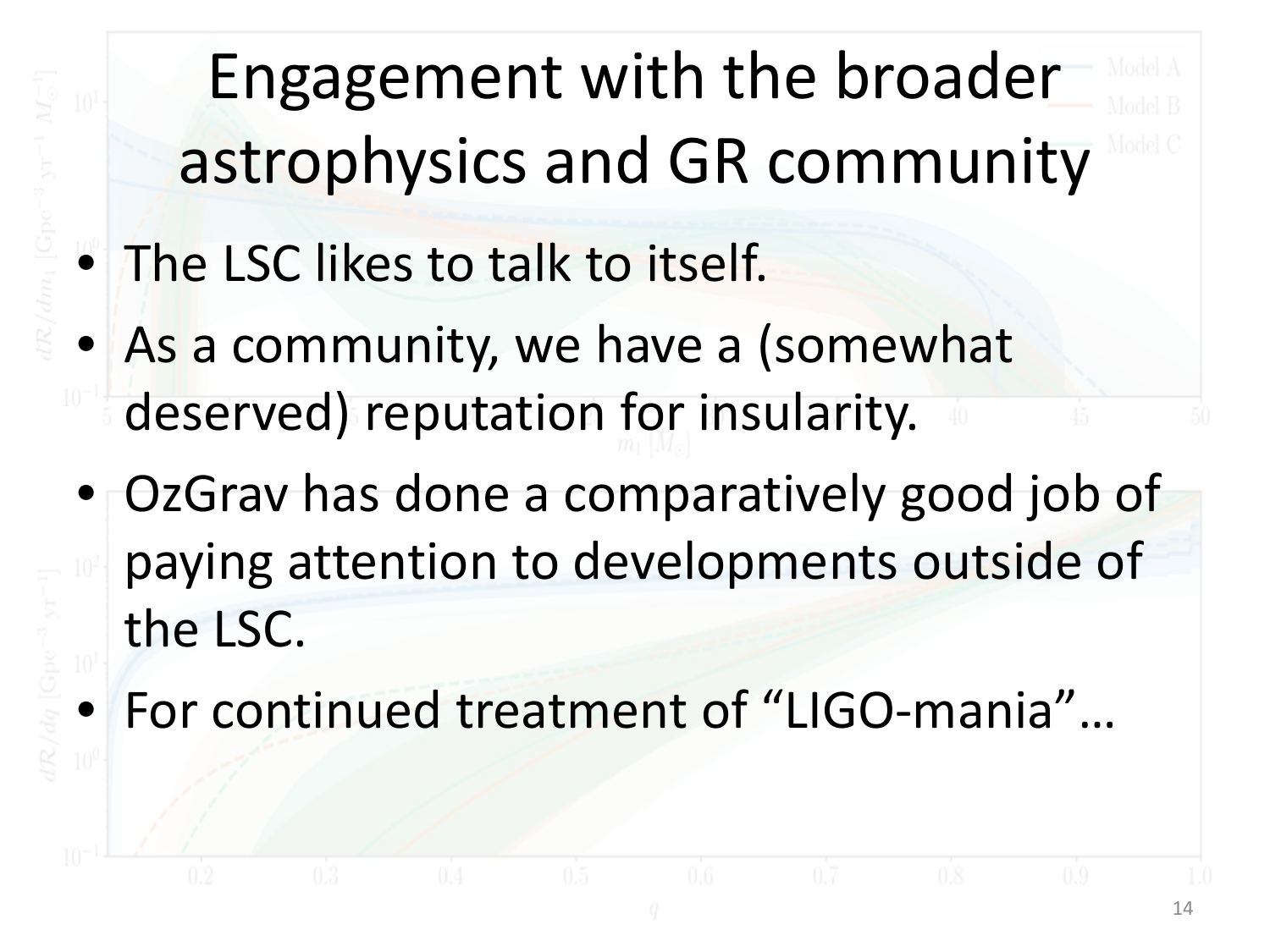# Engagement with the broader astrophysics and GR community

- The LSC likes to talk to itself.
- As a community, we have a (somewhat deserved) reputation for insularity.
- OzGrav has done a comparatively good job of paying attention to developments outside of the LSC.
- For continued treatment of "LIGO-mania"…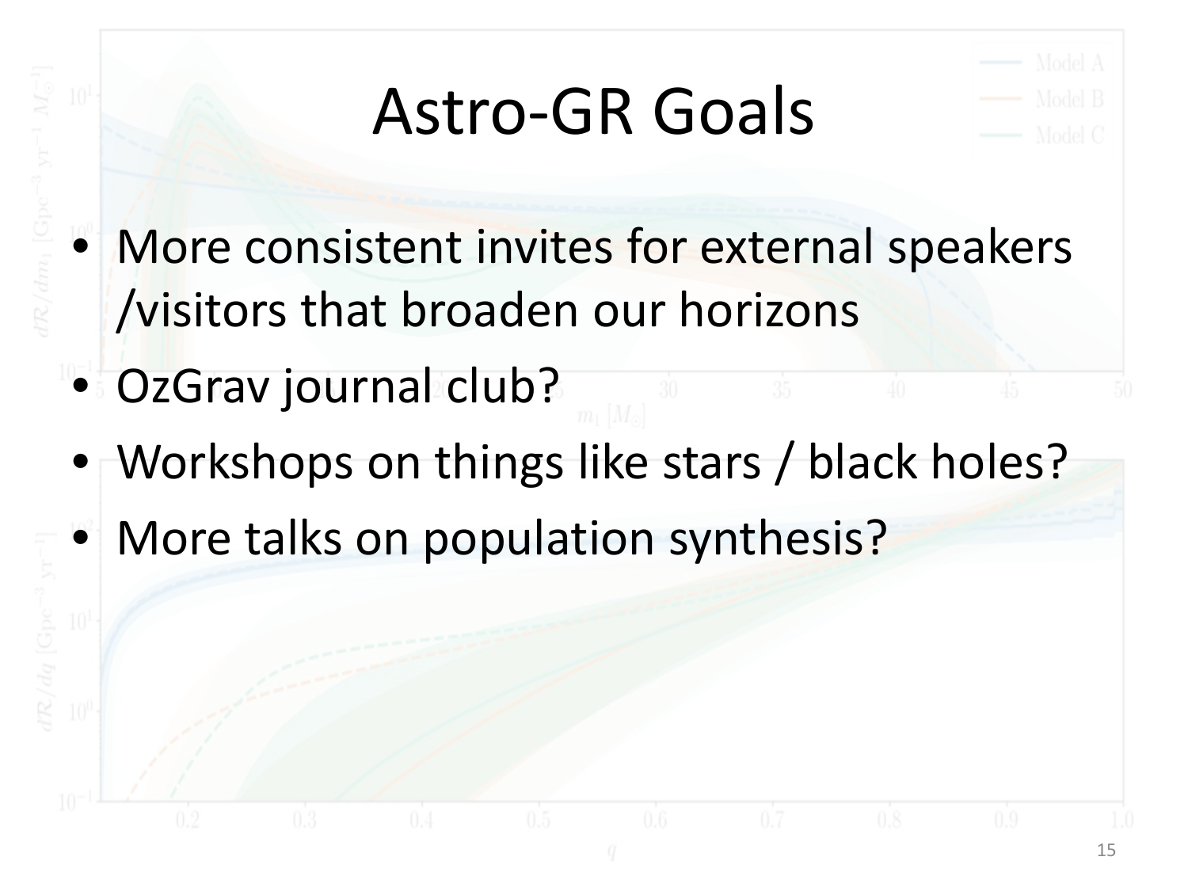# Astro-GR Goals

- More consistent invites for external speakers /visitors that broaden our horizons
- OzGrav journal club?
- Workshops on things like stars / black holes?
- More talks on population synthesis?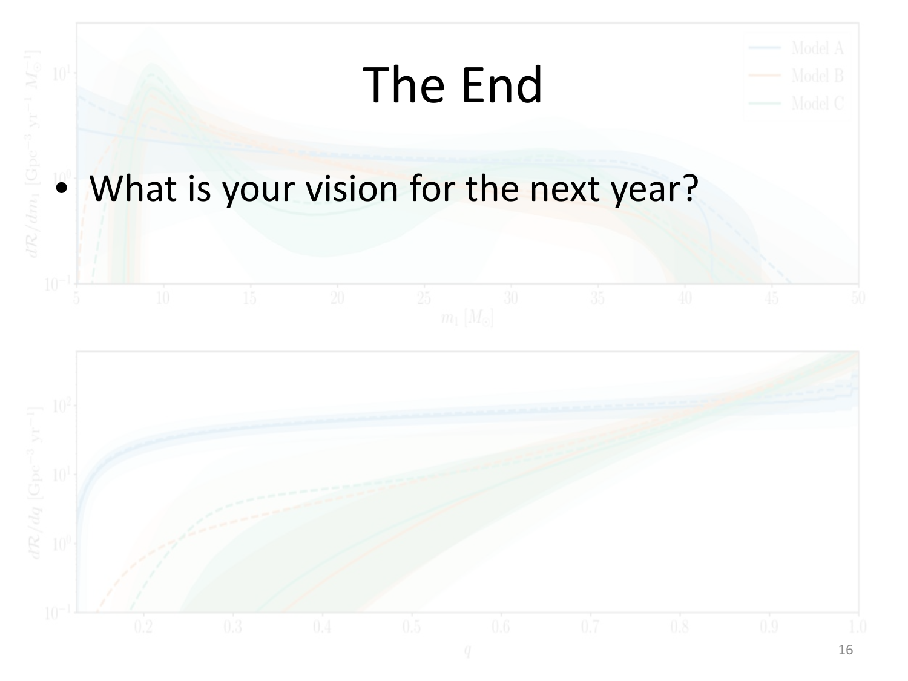# The End

- What is your vision for the next year?